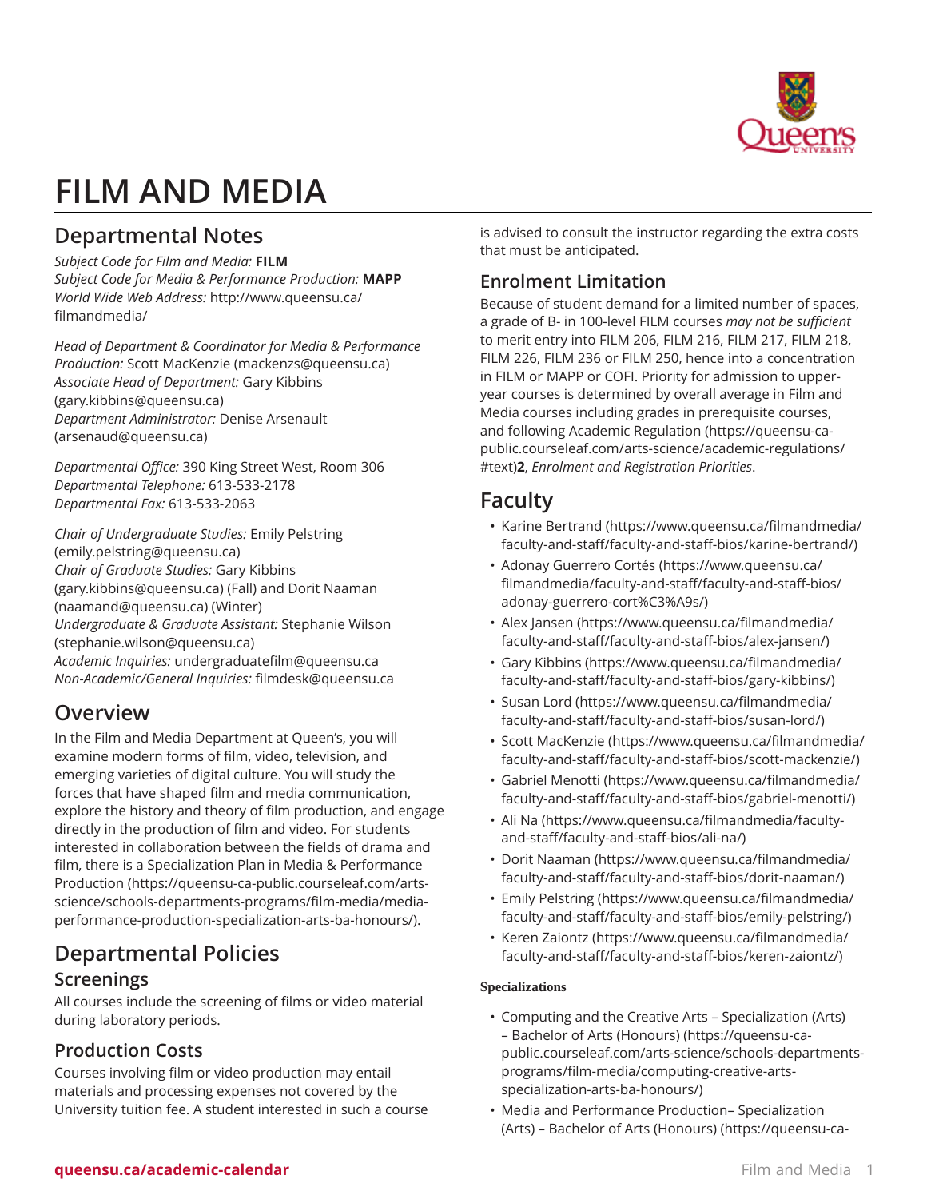# FILM AND MEDIA

## Departmental Notes

*Subject Code for Film and Media:* **FILM**
*Subject Code for Media & Performance Production:* **MAPP**
*World Wide Web Address:* http://www.queensu.ca/filmandmedia/

*Head of Department & Coordinator for Media & Performance Production:* Scott MacKenzie (mackenzs@queensu.ca)
*Associate Head of Department:* Gary Kibbins (gary.kibbins@queensu.ca)
*Department Administrator:* Denise Arsenault (arsenaud@queensu.ca)

*Departmental Office:* 390 King Street West, Room 306
*Departmental Telephone:* 613-533-2178
*Departmental Fax:* 613-533-2063

*Chair of Undergraduate Studies:* Emily Pelstring (emily.pelstring@queensu.ca)
*Chair of Graduate Studies:* Gary Kibbins (gary.kibbins@queensu.ca) (Fall) and Dorit Naaman (naamand@queensu.ca) (Winter)
*Undergraduate & Graduate Assistant:* Stephanie Wilson (stephanie.wilson@queensu.ca)
*Academic Inquiries:* undergraduatefilm@queensu.ca
*Non-Academic/General Inquiries:* filmdesk@queensu.ca

## Overview

In the Film and Media Department at Queen's, you will examine modern forms of film, video, television, and emerging varieties of digital culture. You will study the forces that have shaped film and media communication, explore the history and theory of film production, and engage directly in the production of film and video. For students interested in collaboration between the fields of drama and film, there is a Specialization Plan in Media & Performance Production (https://queensu-ca-public.courseleaf.com/arts-science/schools-departments-programs/film-media/media-performance-production-specialization-arts-ba-honours/).

## Departmental Policies

### Screenings

All courses include the screening of films or video material during laboratory periods.

### Production Costs

Courses involving film or video production may entail materials and processing expenses not covered by the University tuition fee. A student interested in such a course is advised to consult the instructor regarding the extra costs that must be anticipated.

### Enrolment Limitation

Because of student demand for a limited number of spaces, a grade of B- in 100-level FILM courses *may not be sufficient* to merit entry into FILM 206, FILM 216, FILM 217, FILM 218, FILM 226, FILM 236 or FILM 250, hence into a concentration in FILM or MAPP or COFI. Priority for admission to upper-year courses is determined by overall average in Film and Media courses including grades in prerequisite courses, and following Academic Regulation (https://queensu-ca-public.courseleaf.com/arts-science/academic-regulations/#text)**2**, *Enrolment and Registration Priorities*.

## Faculty

- Karine Bertrand (https://www.queensu.ca/filmandmedia/faculty-and-staff/faculty-and-staff-bios/karine-bertrand/)
- Adonay Guerrero Cortés (https://www.queensu.ca/filmandmedia/faculty-and-staff/faculty-and-staff-bios/adonay-guerrero-cort%C3%A9s/)
- Alex Jansen (https://www.queensu.ca/filmandmedia/faculty-and-staff/faculty-and-staff-bios/alex-jansen/)
- Gary Kibbins (https://www.queensu.ca/filmandmedia/faculty-and-staff/faculty-and-staff-bios/gary-kibbins/)
- Susan Lord (https://www.queensu.ca/filmandmedia/faculty-and-staff/faculty-and-staff-bios/susan-lord/)
- Scott MacKenzie (https://www.queensu.ca/filmandmedia/faculty-and-staff/faculty-and-staff-bios/scott-mackenzie/)
- Gabriel Menotti (https://www.queensu.ca/filmandmedia/faculty-and-staff/faculty-and-staff-bios/gabriel-menotti/)
- Ali Na (https://www.queensu.ca/filmandmedia/faculty-and-staff/faculty-and-staff-bios/ali-na/)
- Dorit Naaman (https://www.queensu.ca/filmandmedia/faculty-and-staff/faculty-and-staff-bios/dorit-naaman/)
- Emily Pelstring (https://www.queensu.ca/filmandmedia/faculty-and-staff/faculty-and-staff-bios/emily-pelstring/)
- Keren Zaiontz (https://www.queensu.ca/filmandmedia/faculty-and-staff/faculty-and-staff-bios/keren-zaiontz/)

**Specializations**

- Computing and the Creative Arts – Specialization (Arts) – Bachelor of Arts (Honours) (https://queensu-ca-public.courseleaf.com/arts-science/schools-departments-programs/film-media/computing-creative-arts-specialization-arts-ba-honours/)
- Media and Performance Production– Specialization (Arts) – Bachelor of Arts (Honours) (https://queensu-ca-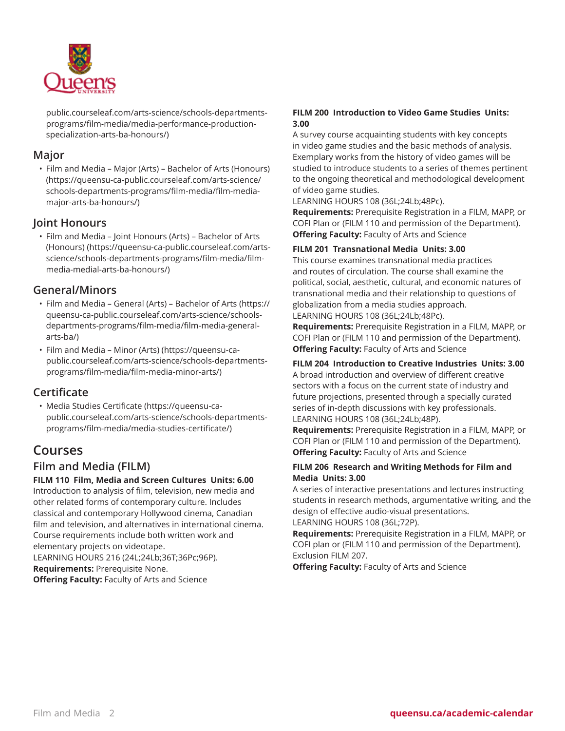public.courseleaf.com/arts-science/schools-departments-programs/film-media/media-performance-production-specialization-arts-ba-honours/)

## Major

- Film and Media – Major (Arts) – Bachelor of Arts (Honours) (https://queensu-ca-public.courseleaf.com/arts-science/schools-departments-programs/film-media/film-media-major-arts-ba-honours/)

## Joint Honours

- Film and Media – Joint Honours (Arts) – Bachelor of Arts (Honours) (https://queensu-ca-public.courseleaf.com/arts-science/schools-departments-programs/film-media/film-media-medial-arts-ba-honours/)

## General/Minors

- Film and Media – General (Arts) – Bachelor of Arts (https://queensu-ca-public.courseleaf.com/arts-science/schools-departments-programs/film-media/film-media-general-arts-ba/)
- Film and Media – Minor (Arts) (https://queensu-ca-public.courseleaf.com/arts-science/schools-departments-programs/film-media/film-media-minor-arts/)

## Certificate

- Media Studies Certificate (https://queensu-ca-public.courseleaf.com/arts-science/schools-departments-programs/film-media/media-studies-certificate/)

# Courses

## Film and Media (FILM)

**FILM 110 Film, Media and Screen Cultures Units: 6.00**
Introduction to analysis of film, television, new media and other related forms of contemporary culture. Includes classical and contemporary Hollywood cinema, Canadian film and television, and alternatives in international cinema. Course requirements include both written work and elementary projects on videotape.
LEARNING HOURS 216 (24L;24Lb;36T;36Pc;96P).
**Requirements:** Prerequisite None.
**Offering Faculty:** Faculty of Arts and Science

**FILM 200 Introduction to Video Game Studies Units: 3.00**
A survey course acquainting students with key concepts in video game studies and the basic methods of analysis. Exemplary works from the history of video games will be studied to introduce students to a series of themes pertinent to the ongoing theoretical and methodological development of video game studies.
LEARNING HOURS 108 (36L;24Lb;48Pc).
**Requirements:** Prerequisite Registration in a FILM, MAPP, or COFI Plan or (FILM 110 and permission of the Department).
**Offering Faculty:** Faculty of Arts and Science

**FILM 201 Transnational Media Units: 3.00**
This course examines transnational media practices and routes of circulation. The course shall examine the political, social, aesthetic, cultural, and economic natures of transnational media and their relationship to questions of globalization from a media studies approach.
LEARNING HOURS 108 (36L;24Lb;48Pc).
**Requirements:** Prerequisite Registration in a FILM, MAPP, or COFI Plan or (FILM 110 and permission of the Department).
**Offering Faculty:** Faculty of Arts and Science

**FILM 204 Introduction to Creative Industries Units: 3.00**
A broad introduction and overview of different creative sectors with a focus on the current state of industry and future projections, presented through a specially curated series of in-depth discussions with key professionals.
LEARNING HOURS 108 (36L;24Lb;48P).
**Requirements:** Prerequisite Registration in a FILM, MAPP, or COFI Plan or (FILM 110 and permission of the Department).
**Offering Faculty:** Faculty of Arts and Science

**FILM 206 Research and Writing Methods for Film and Media Units: 3.00**
A series of interactive presentations and lectures instructing students in research methods, argumentative writing, and the design of effective audio-visual presentations.
LEARNING HOURS 108 (36L;72P).
**Requirements:** Prerequisite Registration in a FILM, MAPP, or COFI plan or (FILM 110 and permission of the Department). Exclusion FILM 207.
**Offering Faculty:** Faculty of Arts and Science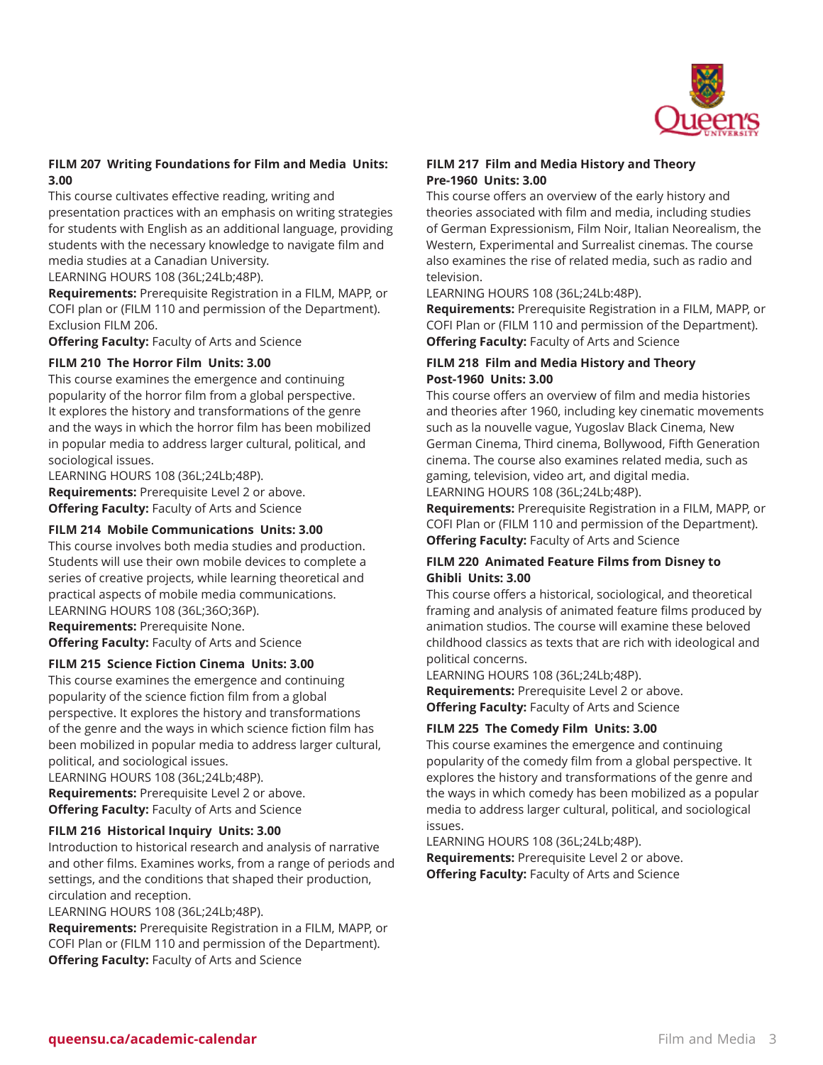### FILM 207 Writing Foundations for Film and Media Units: 3.00

This course cultivates effective reading, writing and presentation practices with an emphasis on writing strategies for students with English as an additional language, providing students with the necessary knowledge to navigate film and media studies at a Canadian University.

LEARNING HOURS 108 (36L;24Lb;48P).

**Requirements:** Prerequisite Registration in a FILM, MAPP, or COFI plan or (FILM 110 and permission of the Department). Exclusion FILM 206.

**Offering Faculty:** Faculty of Arts and Science

### FILM 210 The Horror Film Units: 3.00

This course examines the emergence and continuing popularity of the horror film from a global perspective. It explores the history and transformations of the genre and the ways in which the horror film has been mobilized in popular media to address larger cultural, political, and sociological issues.

LEARNING HOURS 108 (36L;24Lb;48P).

**Requirements:** Prerequisite Level 2 or above.

**Offering Faculty:** Faculty of Arts and Science

### FILM 214 Mobile Communications Units: 3.00

This course involves both media studies and production. Students will use their own mobile devices to complete a series of creative projects, while learning theoretical and practical aspects of mobile media communications.

LEARNING HOURS 108 (36L;36O;36P).

**Requirements:** Prerequisite None.

**Offering Faculty:** Faculty of Arts and Science

### FILM 215 Science Fiction Cinema Units: 3.00

This course examines the emergence and continuing popularity of the science fiction film from a global perspective. It explores the history and transformations of the genre and the ways in which science fiction film has been mobilized in popular media to address larger cultural, political, and sociological issues.

LEARNING HOURS 108 (36L;24Lb;48P).

**Requirements:** Prerequisite Level 2 or above.

**Offering Faculty:** Faculty of Arts and Science

### FILM 216 Historical Inquiry Units: 3.00

Introduction to historical research and analysis of narrative and other films. Examines works, from a range of periods and settings, and the conditions that shaped their production, circulation and reception.

LEARNING HOURS 108 (36L;24Lb;48P).

**Requirements:** Prerequisite Registration in a FILM, MAPP, or COFI Plan or (FILM 110 and permission of the Department).

**Offering Faculty:** Faculty of Arts and Science

### FILM 217 Film and Media History and Theory Pre-1960 Units: 3.00

This course offers an overview of the early history and theories associated with film and media, including studies of German Expressionism, Film Noir, Italian Neorealism, the Western, Experimental and Surrealist cinemas. The course also examines the rise of related media, such as radio and television.

LEARNING HOURS 108 (36L;24Lb:48P).

**Requirements:** Prerequisite Registration in a FILM, MAPP, or COFI Plan or (FILM 110 and permission of the Department).

**Offering Faculty:** Faculty of Arts and Science

### FILM 218 Film and Media History and Theory Post-1960 Units: 3.00

This course offers an overview of film and media histories and theories after 1960, including key cinematic movements such as la nouvelle vague, Yugoslav Black Cinema, New German Cinema, Third cinema, Bollywood, Fifth Generation cinema. The course also examines related media, such as gaming, television, video art, and digital media.

LEARNING HOURS 108 (36L;24Lb;48P).

**Requirements:** Prerequisite Registration in a FILM, MAPP, or COFI Plan or (FILM 110 and permission of the Department).

**Offering Faculty:** Faculty of Arts and Science

### FILM 220 Animated Feature Films from Disney to Ghibli Units: 3.00

This course offers a historical, sociological, and theoretical framing and analysis of animated feature films produced by animation studios. The course will examine these beloved childhood classics as texts that are rich with ideological and political concerns.

LEARNING HOURS 108 (36L;24Lb;48P).

**Requirements:** Prerequisite Level 2 or above.

**Offering Faculty:** Faculty of Arts and Science

### FILM 225 The Comedy Film Units: 3.00

This course examines the emergence and continuing popularity of the comedy film from a global perspective. It explores the history and transformations of the genre and the ways in which comedy has been mobilized as a popular media to address larger cultural, political, and sociological issues.

LEARNING HOURS 108 (36L;24Lb;48P).

**Requirements:** Prerequisite Level 2 or above.

**Offering Faculty:** Faculty of Arts and Science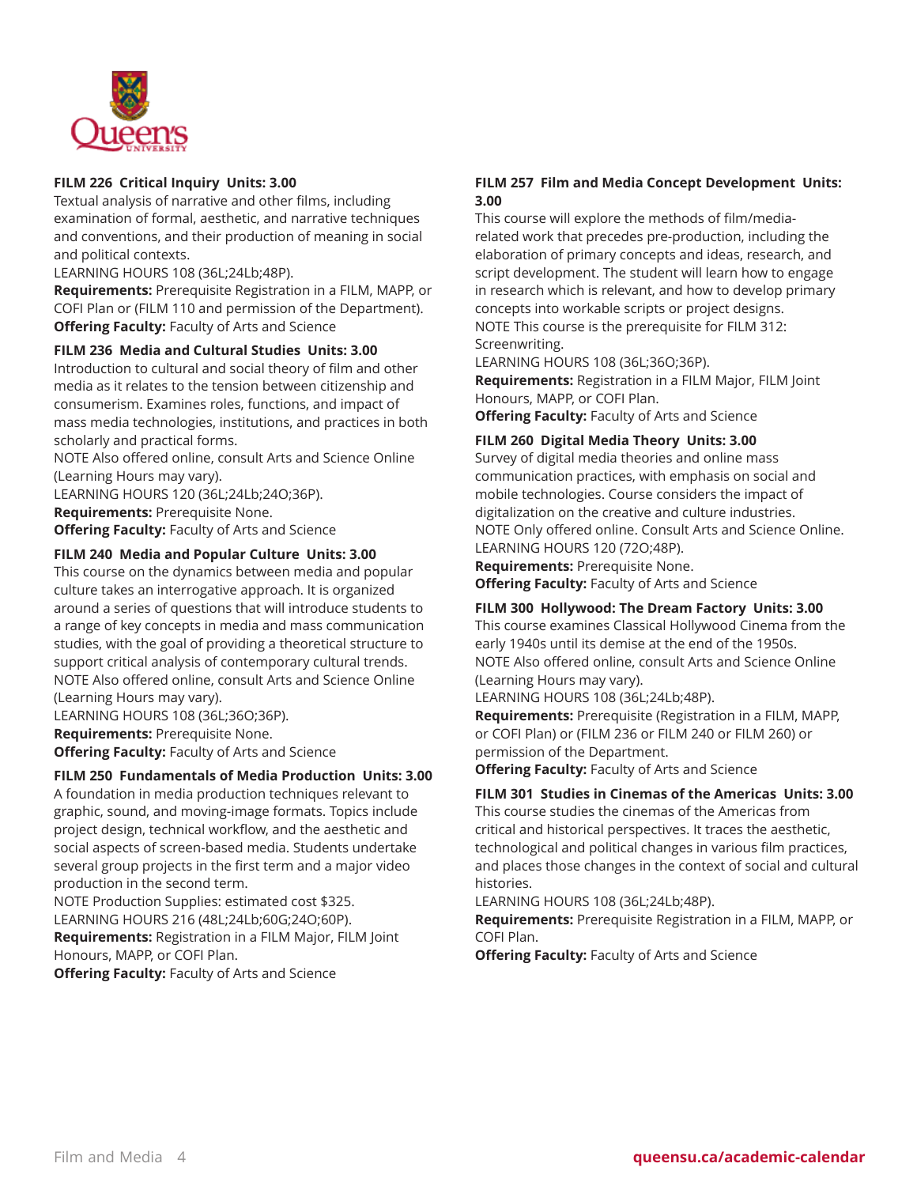**FILM 226 Critical Inquiry Units: 3.00**
Textual analysis of narrative and other films, including examination of formal, aesthetic, and narrative techniques and conventions, and their production of meaning in social and political contexts.
LEARNING HOURS 108 (36L;24Lb;48P).
**Requirements:** Prerequisite Registration in a FILM, MAPP, or COFI Plan or (FILM 110 and permission of the Department).
**Offering Faculty:** Faculty of Arts and Science

**FILM 236 Media and Cultural Studies Units: 3.00**
Introduction to cultural and social theory of film and other media as it relates to the tension between citizenship and consumerism. Examines roles, functions, and impact of mass media technologies, institutions, and practices in both scholarly and practical forms.
NOTE Also offered online, consult Arts and Science Online (Learning Hours may vary).
LEARNING HOURS 120 (36L;24Lb;24O;36P).
**Requirements:** Prerequisite None.
**Offering Faculty:** Faculty of Arts and Science

**FILM 240 Media and Popular Culture Units: 3.00**
This course on the dynamics between media and popular culture takes an interrogative approach. It is organized around a series of questions that will introduce students to a range of key concepts in media and mass communication studies, with the goal of providing a theoretical structure to support critical analysis of contemporary cultural trends.
NOTE Also offered online, consult Arts and Science Online (Learning Hours may vary).
LEARNING HOURS 108 (36L;36O;36P).
**Requirements:** Prerequisite None.
**Offering Faculty:** Faculty of Arts and Science

**FILM 250 Fundamentals of Media Production Units: 3.00**
A foundation in media production techniques relevant to graphic, sound, and moving-image formats. Topics include project design, technical workflow, and the aesthetic and social aspects of screen-based media. Students undertake several group projects in the first term and a major video production in the second term.
NOTE Production Supplies: estimated cost $325.
LEARNING HOURS 216 (48L;24Lb;60G;24O;60P).
**Requirements:** Registration in a FILM Major, FILM Joint Honours, MAPP, or COFI Plan.
**Offering Faculty:** Faculty of Arts and Science

**FILM 257 Film and Media Concept Development Units: 3.00**
This course will explore the methods of film/media-related work that precedes pre-production, including the elaboration of primary concepts and ideas, research, and script development. The student will learn how to engage in research which is relevant, and how to develop primary concepts into workable scripts or project designs.
NOTE This course is the prerequisite for FILM 312: Screenwriting.
LEARNING HOURS 108 (36L;36O;36P).
**Requirements:** Registration in a FILM Major, FILM Joint Honours, MAPP, or COFI Plan.
**Offering Faculty:** Faculty of Arts and Science

**FILM 260 Digital Media Theory Units: 3.00**
Survey of digital media theories and online mass communication practices, with emphasis on social and mobile technologies. Course considers the impact of digitalization on the creative and culture industries.
NOTE Only offered online. Consult Arts and Science Online.
LEARNING HOURS 120 (72O;48P).
**Requirements:** Prerequisite None.
**Offering Faculty:** Faculty of Arts and Science

**FILM 300 Hollywood: The Dream Factory Units: 3.00**
This course examines Classical Hollywood Cinema from the early 1940s until its demise at the end of the 1950s.
NOTE Also offered online, consult Arts and Science Online (Learning Hours may vary).
LEARNING HOURS 108 (36L;24Lb;48P).
**Requirements:** Prerequisite (Registration in a FILM, MAPP, or COFI Plan) or (FILM 236 or FILM 240 or FILM 260) or permission of the Department.
**Offering Faculty:** Faculty of Arts and Science

**FILM 301 Studies in Cinemas of the Americas Units: 3.00**
This course studies the cinemas of the Americas from critical and historical perspectives. It traces the aesthetic, technological and political changes in various film practices, and places those changes in the context of social and cultural histories.
LEARNING HOURS 108 (36L;24Lb;48P).
**Requirements:** Prerequisite Registration in a FILM, MAPP, or COFI Plan.
**Offering Faculty:** Faculty of Arts and Science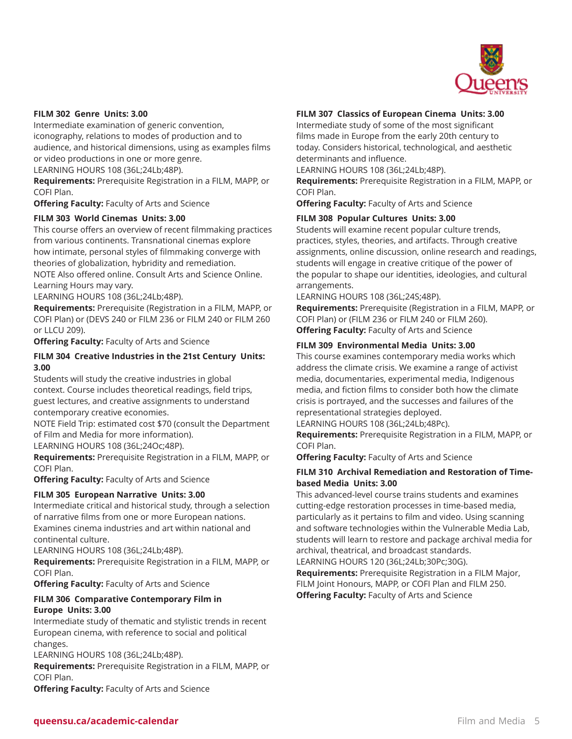**FILM 302 Genre Units: 3.00**

Intermediate examination of generic convention, iconography, relations to modes of production and to audience, and historical dimensions, using as examples films or video productions in one or more genre.

LEARNING HOURS 108 (36L;24Lb;48P).

**Requirements:** Prerequisite Registration in a FILM, MAPP, or COFI Plan.

**Offering Faculty:** Faculty of Arts and Science

**FILM 303 World Cinemas Units: 3.00**

This course offers an overview of recent filmmaking practices from various continents. Transnational cinemas explore how intimate, personal styles of filmmaking converge with theories of globalization, hybridity and remediation.

NOTE Also offered online. Consult Arts and Science Online. Learning Hours may vary.

LEARNING HOURS 108 (36L;24Lb;48P).

**Requirements:** Prerequisite (Registration in a FILM, MAPP, or COFI Plan) or (DEVS 240 or FILM 236 or FILM 240 or FILM 260 or LLCU 209).

**Offering Faculty:** Faculty of Arts and Science

**FILM 304 Creative Industries in the 21st Century Units: 3.00**

Students will study the creative industries in global context. Course includes theoretical readings, field trips, guest lectures, and creative assignments to understand contemporary creative economies.

NOTE Field Trip: estimated cost $70 (consult the Department of Film and Media for more information).

LEARNING HOURS 108 (36L;24Oc;48P).

**Requirements:** Prerequisite Registration in a FILM, MAPP, or COFI Plan.

**Offering Faculty:** Faculty of Arts and Science

**FILM 305 European Narrative Units: 3.00**

Intermediate critical and historical study, through a selection of narrative films from one or more European nations. Examines cinema industries and art within national and continental culture.

LEARNING HOURS 108 (36L;24Lb;48P).

**Requirements:** Prerequisite Registration in a FILM, MAPP, or COFI Plan.

**Offering Faculty:** Faculty of Arts and Science

**FILM 306 Comparative Contemporary Film in Europe Units: 3.00**

Intermediate study of thematic and stylistic trends in recent European cinema, with reference to social and political changes.

LEARNING HOURS 108 (36L;24Lb;48P).

**Requirements:** Prerequisite Registration in a FILM, MAPP, or COFI Plan.

**Offering Faculty:** Faculty of Arts and Science

**FILM 307 Classics of European Cinema Units: 3.00**

Intermediate study of some of the most significant films made in Europe from the early 20th century to today. Considers historical, technological, and aesthetic determinants and influence.

LEARNING HOURS 108 (36L;24Lb;48P).

**Requirements:** Prerequisite Registration in a FILM, MAPP, or COFI Plan.

**Offering Faculty:** Faculty of Arts and Science

**FILM 308 Popular Cultures Units: 3.00**

Students will examine recent popular culture trends, practices, styles, theories, and artifacts. Through creative assignments, online discussion, online research and readings, students will engage in creative critique of the power of the popular to shape our identities, ideologies, and cultural arrangements.

LEARNING HOURS 108 (36L;24S;48P).

**Requirements:** Prerequisite (Registration in a FILM, MAPP, or COFI Plan) or (FILM 236 or FILM 240 or FILM 260).

**Offering Faculty:** Faculty of Arts and Science

**FILM 309 Environmental Media Units: 3.00**

This course examines contemporary media works which address the climate crisis. We examine a range of activist media, documentaries, experimental media, Indigenous media, and fiction films to consider both how the climate crisis is portrayed, and the successes and failures of the representational strategies deployed.

LEARNING HOURS 108 (36L;24Lb;48Pc).

**Requirements:** Prerequisite Registration in a FILM, MAPP, or COFI Plan.

**Offering Faculty:** Faculty of Arts and Science

**FILM 310 Archival Remediation and Restoration of Time-based Media Units: 3.00**

This advanced-level course trains students and examines cutting-edge restoration processes in time-based media, particularly as it pertains to film and video. Using scanning and software technologies within the Vulnerable Media Lab, students will learn to restore and package archival media for archival, theatrical, and broadcast standards.

LEARNING HOURS 120 (36L;24Lb;30Pc;30G).

**Requirements:** Prerequisite Registration in a FILM Major, FILM Joint Honours, MAPP, or COFI Plan and FILM 250.

**Offering Faculty:** Faculty of Arts and Science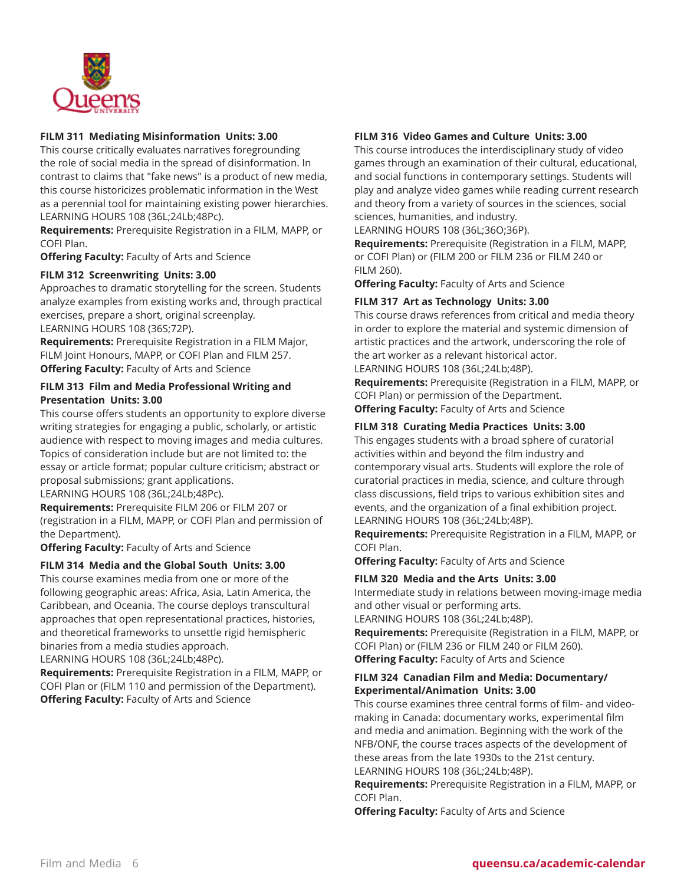### FILM 311 Mediating Misinformation Units: 3.00

This course critically evaluates narratives foregrounding the role of social media in the spread of disinformation. In contrast to claims that "fake news" is a product of new media, this course historicizes problematic information in the West as a perennial tool for maintaining existing power hierarchies.
LEARNING HOURS 108 (36L;24Lb;48Pc).

**Requirements:** Prerequisite Registration in a FILM, MAPP, or COFI Plan.

**Offering Faculty:** Faculty of Arts and Science

### FILM 312 Screenwriting Units: 3.00

Approaches to dramatic storytelling for the screen. Students analyze examples from existing works and, through practical exercises, prepare a short, original screenplay.
LEARNING HOURS 108 (36S;72P).

**Requirements:** Prerequisite Registration in a FILM Major, FILM Joint Honours, MAPP, or COFI Plan and FILM 257.

**Offering Faculty:** Faculty of Arts and Science

### FILM 313 Film and Media Professional Writing and Presentation Units: 3.00

This course offers students an opportunity to explore diverse writing strategies for engaging a public, scholarly, or artistic audience with respect to moving images and media cultures. Topics of consideration include but are not limited to: the essay or article format; popular culture criticism; abstract or proposal submissions; grant applications.
LEARNING HOURS 108 (36L;24Lb;48Pc).

**Requirements:** Prerequisite FILM 206 or FILM 207 or (registration in a FILM, MAPP, or COFI Plan and permission of the Department).

**Offering Faculty:** Faculty of Arts and Science

### FILM 314 Media and the Global South Units: 3.00

This course examines media from one or more of the following geographic areas: Africa, Asia, Latin America, the Caribbean, and Oceania. The course deploys transcultural approaches that open representational practices, histories, and theoretical frameworks to unsettle rigid hemispheric binaries from a media studies approach.
LEARNING HOURS 108 (36L;24Lb;48Pc).

**Requirements:** Prerequisite Registration in a FILM, MAPP, or COFI Plan or (FILM 110 and permission of the Department).

**Offering Faculty:** Faculty of Arts and Science

### FILM 316 Video Games and Culture Units: 3.00

This course introduces the interdisciplinary study of video games through an examination of their cultural, educational, and social functions in contemporary settings. Students will play and analyze video games while reading current research and theory from a variety of sources in the sciences, social sciences, humanities, and industry.
LEARNING HOURS 108 (36L;36O;36P).

**Requirements:** Prerequisite (Registration in a FILM, MAPP, or COFI Plan) or (FILM 200 or FILM 236 or FILM 240 or FILM 260).

**Offering Faculty:** Faculty of Arts and Science

### FILM 317 Art as Technology Units: 3.00

This course draws references from critical and media theory in order to explore the material and systemic dimension of artistic practices and the artwork, underscoring the role of the art worker as a relevant historical actor.
LEARNING HOURS 108 (36L;24Lb;48P).

**Requirements:** Prerequisite (Registration in a FILM, MAPP, or COFI Plan) or permission of the Department.

**Offering Faculty:** Faculty of Arts and Science

### FILM 318 Curating Media Practices Units: 3.00

This engages students with a broad sphere of curatorial activities within and beyond the film industry and contemporary visual arts. Students will explore the role of curatorial practices in media, science, and culture through class discussions, field trips to various exhibition sites and events, and the organization of a final exhibition project.
LEARNING HOURS 108 (36L;24Lb;48P).

**Requirements:** Prerequisite Registration in a FILM, MAPP, or COFI Plan.

**Offering Faculty:** Faculty of Arts and Science

### FILM 320 Media and the Arts Units: 3.00

Intermediate study in relations between moving-image media and other visual or performing arts.
LEARNING HOURS 108 (36L;24Lb;48P).

**Requirements:** Prerequisite (Registration in a FILM, MAPP, or COFI Plan) or (FILM 236 or FILM 240 or FILM 260).

**Offering Faculty:** Faculty of Arts and Science

### FILM 324 Canadian Film and Media: Documentary/ Experimental/Animation Units: 3.00

This course examines three central forms of film- and video-making in Canada: documentary works, experimental film and media and animation. Beginning with the work of the NFB/ONF, the course traces aspects of the development of these areas from the late 1930s to the 21st century.
LEARNING HOURS 108 (36L;24Lb;48P).

**Requirements:** Prerequisite Registration in a FILM, MAPP, or COFI Plan.

**Offering Faculty:** Faculty of Arts and Science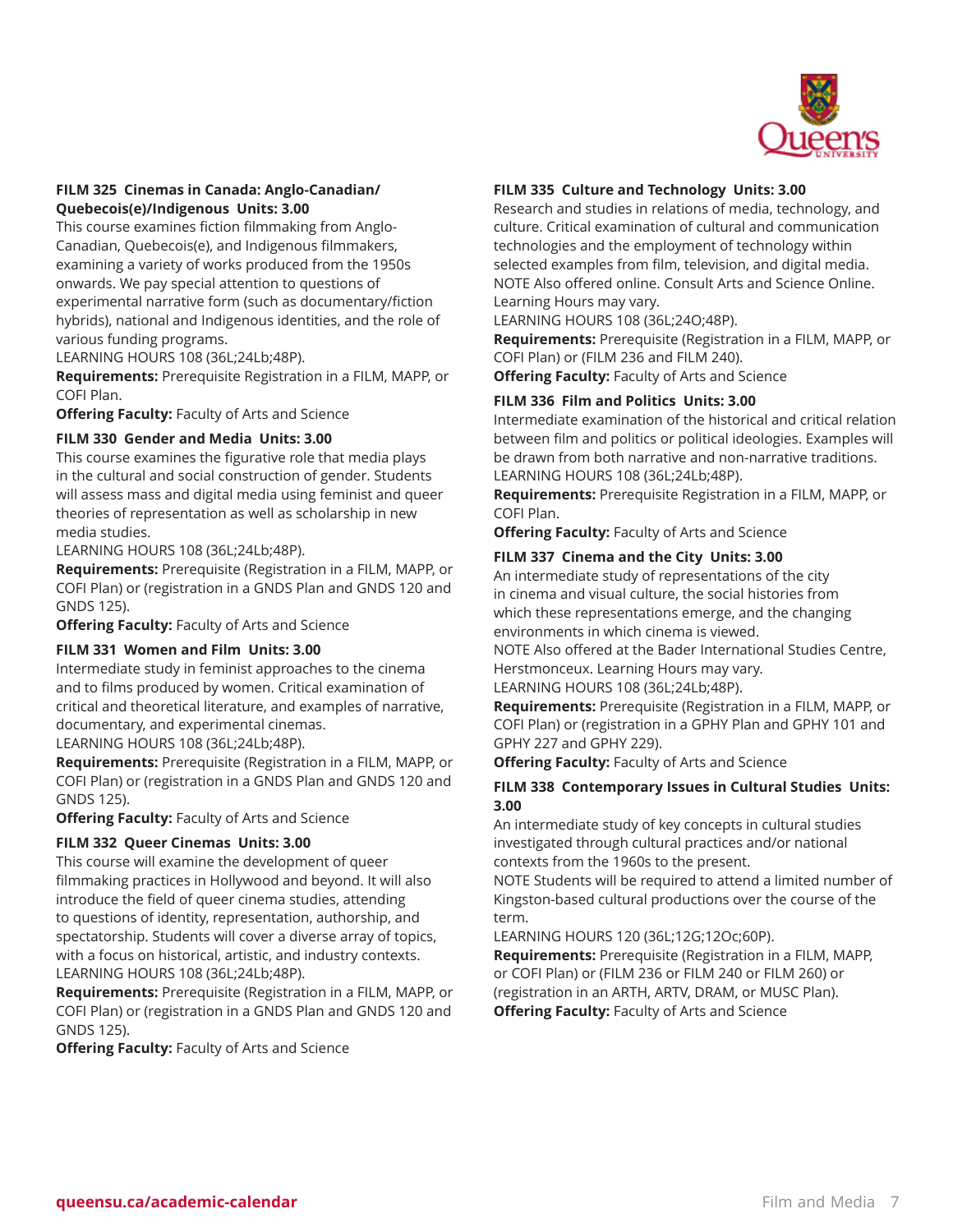**FILM 325 Cinemas in Canada: Anglo-Canadian/ Quebecois(e)/Indigenous Units: 3.00**

This course examines fiction filmmaking from Anglo-Canadian, Quebecois(e), and Indigenous filmmakers, examining a variety of works produced from the 1950s onwards. We pay special attention to questions of experimental narrative form (such as documentary/fiction hybrids), national and Indigenous identities, and the role of various funding programs.

LEARNING HOURS 108 (36L;24Lb;48P).

**Requirements:** Prerequisite Registration in a FILM, MAPP, or COFI Plan.

**Offering Faculty:** Faculty of Arts and Science

**FILM 330 Gender and Media Units: 3.00**

This course examines the figurative role that media plays in the cultural and social construction of gender. Students will assess mass and digital media using feminist and queer theories of representation as well as scholarship in new media studies.

LEARNING HOURS 108 (36L;24Lb;48P).

**Requirements:** Prerequisite (Registration in a FILM, MAPP, or COFI Plan) or (registration in a GNDS Plan and GNDS 120 and GNDS 125).

**Offering Faculty:** Faculty of Arts and Science

**FILM 331 Women and Film Units: 3.00**

Intermediate study in feminist approaches to the cinema and to films produced by women. Critical examination of critical and theoretical literature, and examples of narrative, documentary, and experimental cinemas.

LEARNING HOURS 108 (36L;24Lb;48P).

**Requirements:** Prerequisite (Registration in a FILM, MAPP, or COFI Plan) or (registration in a GNDS Plan and GNDS 120 and GNDS 125).

**Offering Faculty:** Faculty of Arts and Science

**FILM 332 Queer Cinemas Units: 3.00**

This course will examine the development of queer filmmaking practices in Hollywood and beyond. It will also introduce the field of queer cinema studies, attending to questions of identity, representation, authorship, and spectatorship. Students will cover a diverse array of topics, with a focus on historical, artistic, and industry contexts.

LEARNING HOURS 108 (36L;24Lb;48P).

**Requirements:** Prerequisite (Registration in a FILM, MAPP, or COFI Plan) or (registration in a GNDS Plan and GNDS 120 and GNDS 125).

**Offering Faculty:** Faculty of Arts and Science

**FILM 335 Culture and Technology Units: 3.00**

Research and studies in relations of media, technology, and culture. Critical examination of cultural and communication technologies and the employment of technology within selected examples from film, television, and digital media.

NOTE Also offered online. Consult Arts and Science Online. Learning Hours may vary.

LEARNING HOURS 108 (36L;24O;48P).

**Requirements:** Prerequisite (Registration in a FILM, MAPP, or COFI Plan) or (FILM 236 and FILM 240).

**Offering Faculty:** Faculty of Arts and Science

**FILM 336 Film and Politics Units: 3.00**

Intermediate examination of the historical and critical relation between film and politics or political ideologies. Examples will be drawn from both narrative and non-narrative traditions.

LEARNING HOURS 108 (36L;24Lb;48P).

**Requirements:** Prerequisite Registration in a FILM, MAPP, or COFI Plan.

**Offering Faculty:** Faculty of Arts and Science

**FILM 337 Cinema and the City Units: 3.00**

An intermediate study of representations of the city in cinema and visual culture, the social histories from which these representations emerge, and the changing environments in which cinema is viewed.

NOTE Also offered at the Bader International Studies Centre, Herstmonceux. Learning Hours may vary.

LEARNING HOURS 108 (36L;24Lb;48P).

**Requirements:** Prerequisite (Registration in a FILM, MAPP, or COFI Plan) or (registration in a GPHY Plan and GPHY 101 and GPHY 227 and GPHY 229).

**Offering Faculty:** Faculty of Arts and Science

**FILM 338 Contemporary Issues in Cultural Studies Units: 3.00**

An intermediate study of key concepts in cultural studies investigated through cultural practices and/or national contexts from the 1960s to the present.

NOTE Students will be required to attend a limited number of Kingston-based cultural productions over the course of the term.

LEARNING HOURS 120 (36L;12G;12Oc;60P).

**Requirements:** Prerequisite (Registration in a FILM, MAPP, or COFI Plan) or (FILM 236 or FILM 240 or FILM 260) or (registration in an ARTH, ARTV, DRAM, or MUSC Plan).

**Offering Faculty:** Faculty of Arts and Science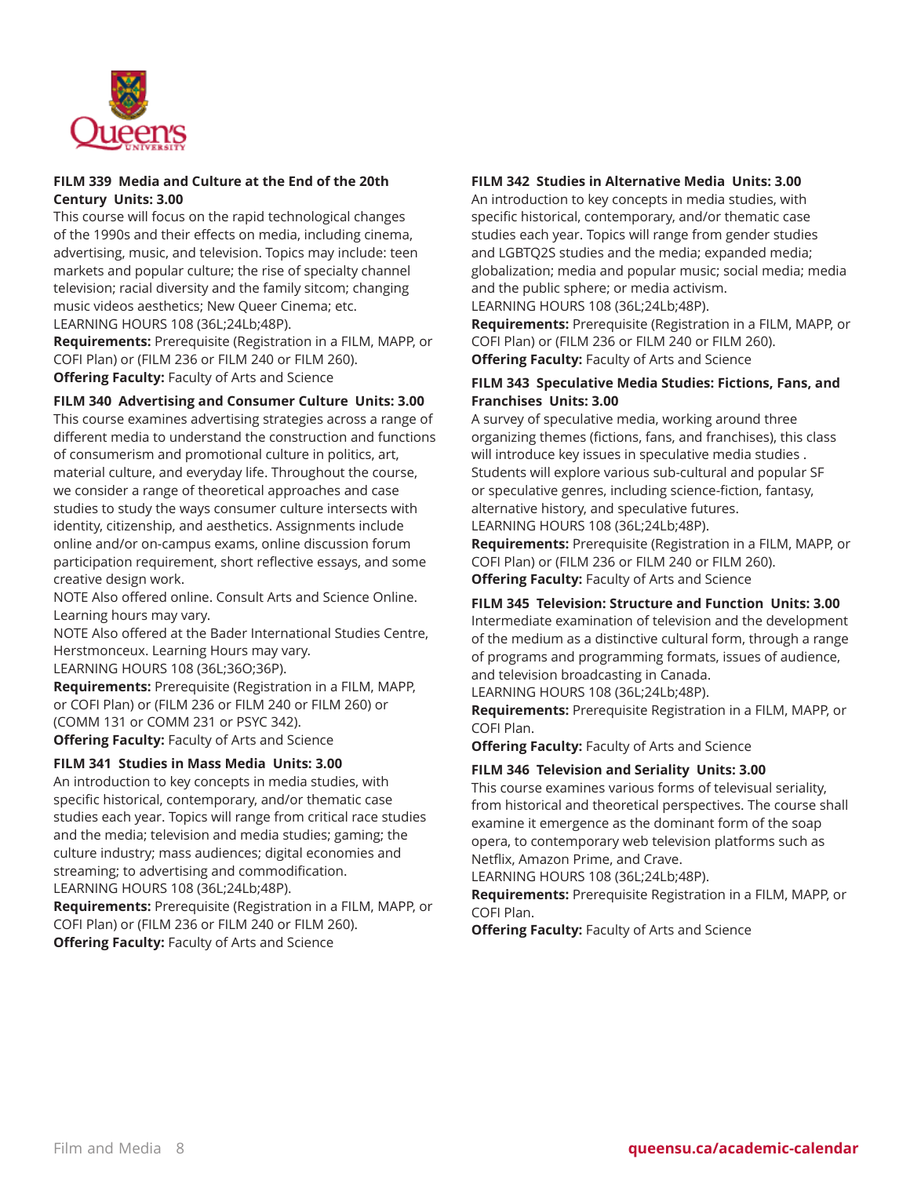**FILM 339 Media and Culture at the End of the 20th Century Units: 3.00**
This course will focus on the rapid technological changes of the 1990s and their effects on media, including cinema, advertising, music, and television. Topics may include: teen markets and popular culture; the rise of specialty channel television; racial diversity and the family sitcom; changing music videos aesthetics; New Queer Cinema; etc.
LEARNING HOURS 108 (36L;24Lb;48P).
**Requirements:** Prerequisite (Registration in a FILM, MAPP, or COFI Plan) or (FILM 236 or FILM 240 or FILM 260).
**Offering Faculty:** Faculty of Arts and Science

**FILM 340 Advertising and Consumer Culture Units: 3.00**
This course examines advertising strategies across a range of different media to understand the construction and functions of consumerism and promotional culture in politics, art, material culture, and everyday life. Throughout the course, we consider a range of theoretical approaches and case studies to study the ways consumer culture intersects with identity, citizenship, and aesthetics. Assignments include online and/or on-campus exams, online discussion forum participation requirement, short reflective essays, and some creative design work.
NOTE Also offered online. Consult Arts and Science Online. Learning hours may vary.
NOTE Also offered at the Bader International Studies Centre, Herstmonceux. Learning Hours may vary.
LEARNING HOURS 108 (36L;36O;36P).
**Requirements:** Prerequisite (Registration in a FILM, MAPP, or COFI Plan) or (FILM 236 or FILM 240 or FILM 260) or (COMM 131 or COMM 231 or PSYC 342).
**Offering Faculty:** Faculty of Arts and Science

**FILM 341 Studies in Mass Media Units: 3.00**
An introduction to key concepts in media studies, with specific historical, contemporary, and/or thematic case studies each year. Topics will range from critical race studies and the media; television and media studies; gaming; the culture industry; mass audiences; digital economies and streaming; to advertising and commodification.
LEARNING HOURS 108 (36L;24Lb;48P).
**Requirements:** Prerequisite (Registration in a FILM, MAPP, or COFI Plan) or (FILM 236 or FILM 240 or FILM 260).
**Offering Faculty:** Faculty of Arts and Science

**FILM 342 Studies in Alternative Media Units: 3.00**
An introduction to key concepts in media studies, with specific historical, contemporary, and/or thematic case studies each year. Topics will range from gender studies and LGBTQ2S studies and the media; expanded media; globalization; media and popular music; social media; media and the public sphere; or media activism.
LEARNING HOURS 108 (36L;24Lb;48P).
**Requirements:** Prerequisite (Registration in a FILM, MAPP, or COFI Plan) or (FILM 236 or FILM 240 or FILM 260).
**Offering Faculty:** Faculty of Arts and Science

**FILM 343 Speculative Media Studies: Fictions, Fans, and Franchises Units: 3.00**
A survey of speculative media, working around three organizing themes (fictions, fans, and franchises), this class will introduce key issues in speculative media studies . Students will explore various sub-cultural and popular SF or speculative genres, including science-fiction, fantasy, alternative history, and speculative futures.
LEARNING HOURS 108 (36L;24Lb;48P).
**Requirements:** Prerequisite (Registration in a FILM, MAPP, or COFI Plan) or (FILM 236 or FILM 240 or FILM 260).
**Offering Faculty:** Faculty of Arts and Science

**FILM 345 Television: Structure and Function Units: 3.00**
Intermediate examination of television and the development of the medium as a distinctive cultural form, through a range of programs and programming formats, issues of audience, and television broadcasting in Canada.
LEARNING HOURS 108 (36L;24Lb;48P).
**Requirements:** Prerequisite Registration in a FILM, MAPP, or COFI Plan.
**Offering Faculty:** Faculty of Arts and Science

**FILM 346 Television and Seriality Units: 3.00**
This course examines various forms of televisual seriality, from historical and theoretical perspectives. The course shall examine it emergence as the dominant form of the soap opera, to contemporary web television platforms such as Netflix, Amazon Prime, and Crave.
LEARNING HOURS 108 (36L;24Lb;48P).
**Requirements:** Prerequisite Registration in a FILM, MAPP, or COFI Plan.
**Offering Faculty:** Faculty of Arts and Science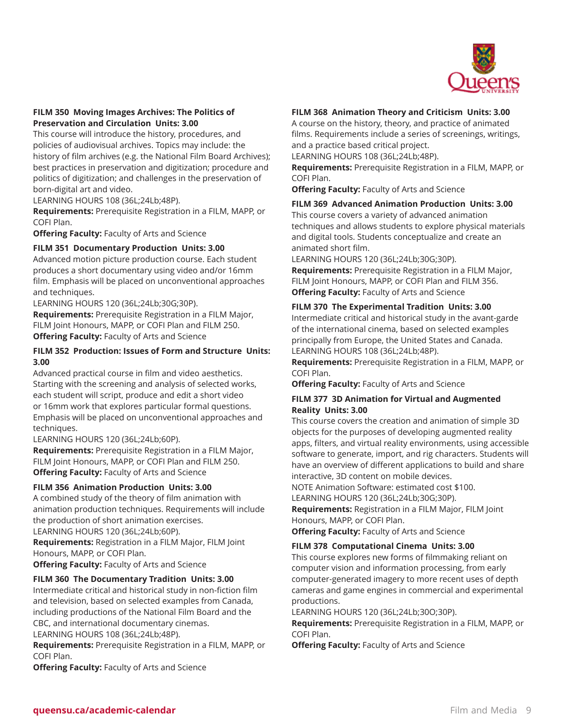### FILM 350 Moving Images Archives: The Politics of Preservation and Circulation Units: 3.00

This course will introduce the history, procedures, and policies of audiovisual archives. Topics may include: the history of film archives (e.g. the National Film Board Archives); best practices in preservation and digitization; procedure and politics of digitization; and challenges in the preservation of born-digital art and video.

LEARNING HOURS 108 (36L;24Lb;48P).

**Requirements:** Prerequisite Registration in a FILM, MAPP, or COFI Plan.

**Offering Faculty:** Faculty of Arts and Science

### FILM 351 Documentary Production Units: 3.00

Advanced motion picture production course. Each student produces a short documentary using video and/or 16mm film. Emphasis will be placed on unconventional approaches and techniques.

LEARNING HOURS 120 (36L;24Lb;30G;30P).

**Requirements:** Prerequisite Registration in a FILM Major, FILM Joint Honours, MAPP, or COFI Plan and FILM 250.

**Offering Faculty:** Faculty of Arts and Science

### FILM 352 Production: Issues of Form and Structure Units: 3.00

Advanced practical course in film and video aesthetics. Starting with the screening and analysis of selected works, each student will script, produce and edit a short video or 16mm work that explores particular formal questions. Emphasis will be placed on unconventional approaches and techniques.

LEARNING HOURS 120 (36L;24Lb;60P).

**Requirements:** Prerequisite Registration in a FILM Major, FILM Joint Honours, MAPP, or COFI Plan and FILM 250.

**Offering Faculty:** Faculty of Arts and Science

### FILM 356 Animation Production Units: 3.00

A combined study of the theory of film animation with animation production techniques. Requirements will include the production of short animation exercises.

LEARNING HOURS 120 (36L;24Lb;60P).

**Requirements:** Registration in a FILM Major, FILM Joint Honours, MAPP, or COFI Plan.

**Offering Faculty:** Faculty of Arts and Science

### FILM 360 The Documentary Tradition Units: 3.00

Intermediate critical and historical study in non-fiction film and television, based on selected examples from Canada, including productions of the National Film Board and the CBC, and international documentary cinemas.

LEARNING HOURS 108 (36L;24Lb;48P).

**Requirements:** Prerequisite Registration in a FILM, MAPP, or COFI Plan.

**Offering Faculty:** Faculty of Arts and Science

### FILM 368 Animation Theory and Criticism Units: 3.00

A course on the history, theory, and practice of animated films. Requirements include a series of screenings, writings, and a practice based critical project.

LEARNING HOURS 108 (36L;24Lb;48P).

**Requirements:** Prerequisite Registration in a FILM, MAPP, or COFI Plan.

**Offering Faculty:** Faculty of Arts and Science

### FILM 369 Advanced Animation Production Units: 3.00

This course covers a variety of advanced animation techniques and allows students to explore physical materials and digital tools. Students conceptualize and create an animated short film.

LEARNING HOURS 120 (36L;24Lb;30G;30P).

**Requirements:** Prerequisite Registration in a FILM Major, FILM Joint Honours, MAPP, or COFI Plan and FILM 356.

**Offering Faculty:** Faculty of Arts and Science

### FILM 370 The Experimental Tradition Units: 3.00

Intermediate critical and historical study in the avant-garde of the international cinema, based on selected examples principally from Europe, the United States and Canada.

LEARNING HOURS 108 (36L;24Lb;48P).

**Requirements:** Prerequisite Registration in a FILM, MAPP, or COFI Plan.

**Offering Faculty:** Faculty of Arts and Science

### FILM 377 3D Animation for Virtual and Augmented Reality Units: 3.00

This course covers the creation and animation of simple 3D objects for the purposes of developing augmented reality apps, filters, and virtual reality environments, using accessible software to generate, import, and rig characters. Students will have an overview of different applications to build and share interactive, 3D content on mobile devices.

NOTE Animation Software: estimated cost $100.

LEARNING HOURS 120 (36L;24Lb;30G;30P).

**Requirements:** Registration in a FILM Major, FILM Joint Honours, MAPP, or COFI Plan.

**Offering Faculty:** Faculty of Arts and Science

### FILM 378 Computational Cinema Units: 3.00

This course explores new forms of filmmaking reliant on computer vision and information processing, from early computer-generated imagery to more recent uses of depth cameras and game engines in commercial and experimental productions.

LEARNING HOURS 120 (36L;24Lb;30O;30P).

**Requirements:** Prerequisite Registration in a FILM, MAPP, or COFI Plan.

**Offering Faculty:** Faculty of Arts and Science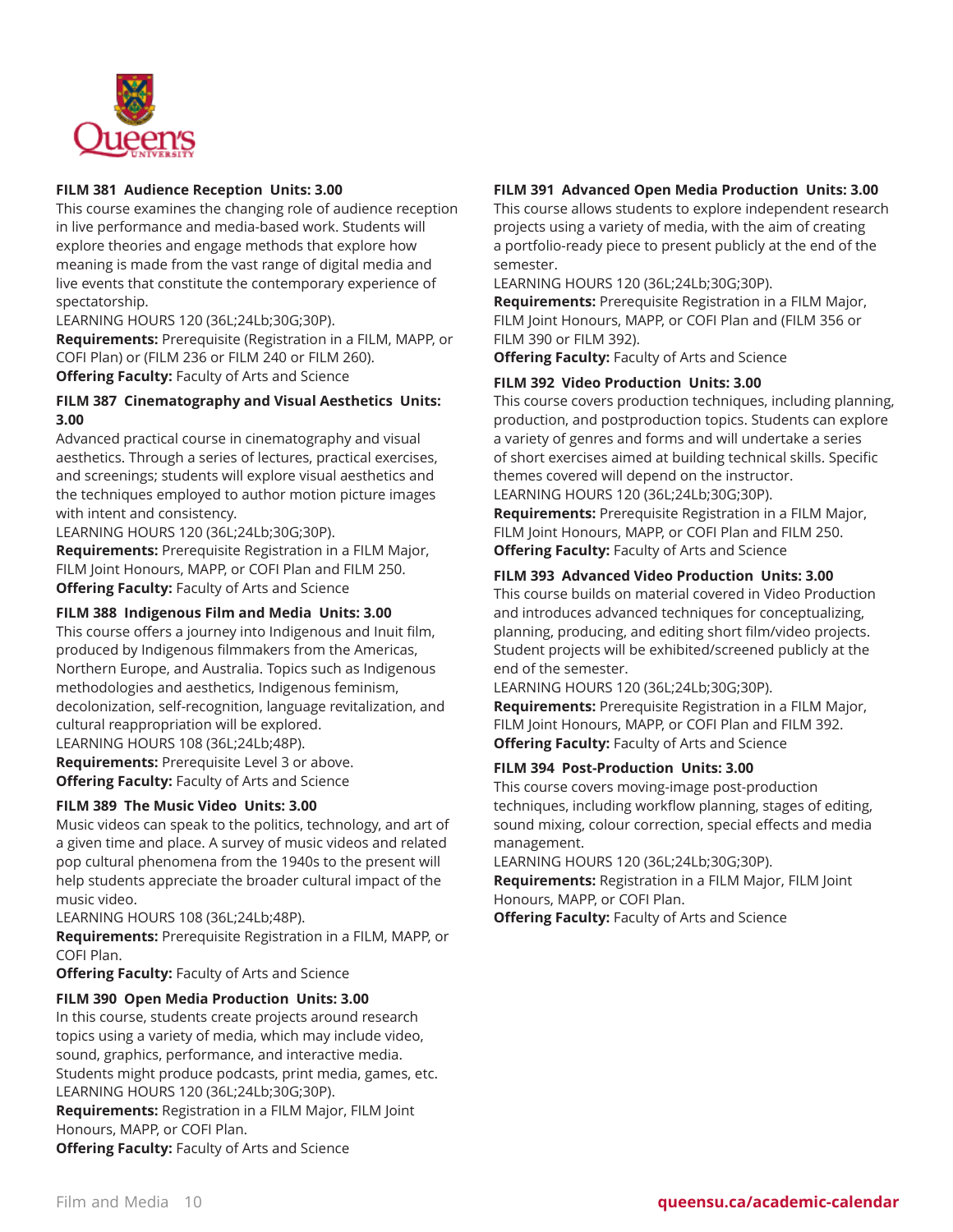### FILM 381 Audience Reception Units: 3.00

This course examines the changing role of audience reception in live performance and media-based work. Students will explore theories and engage methods that explore how meaning is made from the vast range of digital media and live events that constitute the contemporary experience of spectatorship.
LEARNING HOURS 120 (36L;24Lb;30G;30P).
**Requirements:** Prerequisite (Registration in a FILM, MAPP, or COFI Plan) or (FILM 236 or FILM 240 or FILM 260).
**Offering Faculty:** Faculty of Arts and Science

### FILM 387 Cinematography and Visual Aesthetics Units: 3.00

Advanced practical course in cinematography and visual aesthetics. Through a series of lectures, practical exercises, and screenings; students will explore visual aesthetics and the techniques employed to author motion picture images with intent and consistency.
LEARNING HOURS 120 (36L;24Lb;30G;30P).
**Requirements:** Prerequisite Registration in a FILM Major, FILM Joint Honours, MAPP, or COFI Plan and FILM 250.
**Offering Faculty:** Faculty of Arts and Science

### FILM 388 Indigenous Film and Media Units: 3.00

This course offers a journey into Indigenous and Inuit film, produced by Indigenous filmmakers from the Americas, Northern Europe, and Australia. Topics such as Indigenous methodologies and aesthetics, Indigenous feminism, decolonization, self-recognition, language revitalization, and cultural reappropriation will be explored.
LEARNING HOURS 108 (36L;24Lb;48P).
**Requirements:** Prerequisite Level 3 or above.
**Offering Faculty:** Faculty of Arts and Science

### FILM 389 The Music Video Units: 3.00

Music videos can speak to the politics, technology, and art of a given time and place. A survey of music videos and related pop cultural phenomena from the 1940s to the present will help students appreciate the broader cultural impact of the music video.
LEARNING HOURS 108 (36L;24Lb;48P).
**Requirements:** Prerequisite Registration in a FILM, MAPP, or COFI Plan.
**Offering Faculty:** Faculty of Arts and Science

### FILM 390 Open Media Production Units: 3.00

In this course, students create projects around research topics using a variety of media, which may include video, sound, graphics, performance, and interactive media. Students might produce podcasts, print media, games, etc.
LEARNING HOURS 120 (36L;24Lb;30G;30P).
**Requirements:** Registration in a FILM Major, FILM Joint Honours, MAPP, or COFI Plan.
**Offering Faculty:** Faculty of Arts and Science

### FILM 391 Advanced Open Media Production Units: 3.00

This course allows students to explore independent research projects using a variety of media, with the aim of creating a portfolio-ready piece to present publicly at the end of the semester.
LEARNING HOURS 120 (36L;24Lb;30G;30P).
**Requirements:** Prerequisite Registration in a FILM Major, FILM Joint Honours, MAPP, or COFI Plan and (FILM 356 or FILM 390 or FILM 392).
**Offering Faculty:** Faculty of Arts and Science

### FILM 392 Video Production Units: 3.00

This course covers production techniques, including planning, production, and postproduction topics. Students can explore a variety of genres and forms and will undertake a series of short exercises aimed at building technical skills. Specific themes covered will depend on the instructor.
LEARNING HOURS 120 (36L;24Lb;30G;30P).
**Requirements:** Prerequisite Registration in a FILM Major, FILM Joint Honours, MAPP, or COFI Plan and FILM 250.
**Offering Faculty:** Faculty of Arts and Science

### FILM 393 Advanced Video Production Units: 3.00

This course builds on material covered in Video Production and introduces advanced techniques for conceptualizing, planning, producing, and editing short film/video projects. Student projects will be exhibited/screened publicly at the end of the semester.
LEARNING HOURS 120 (36L;24Lb;30G;30P).
**Requirements:** Prerequisite Registration in a FILM Major, FILM Joint Honours, MAPP, or COFI Plan and FILM 392.
**Offering Faculty:** Faculty of Arts and Science

### FILM 394 Post-Production Units: 3.00

This course covers moving-image post-production techniques, including workflow planning, stages of editing, sound mixing, colour correction, special effects and media management.
LEARNING HOURS 120 (36L;24Lb;30G;30P).
**Requirements:** Registration in a FILM Major, FILM Joint Honours, MAPP, or COFI Plan.
**Offering Faculty:** Faculty of Arts and Science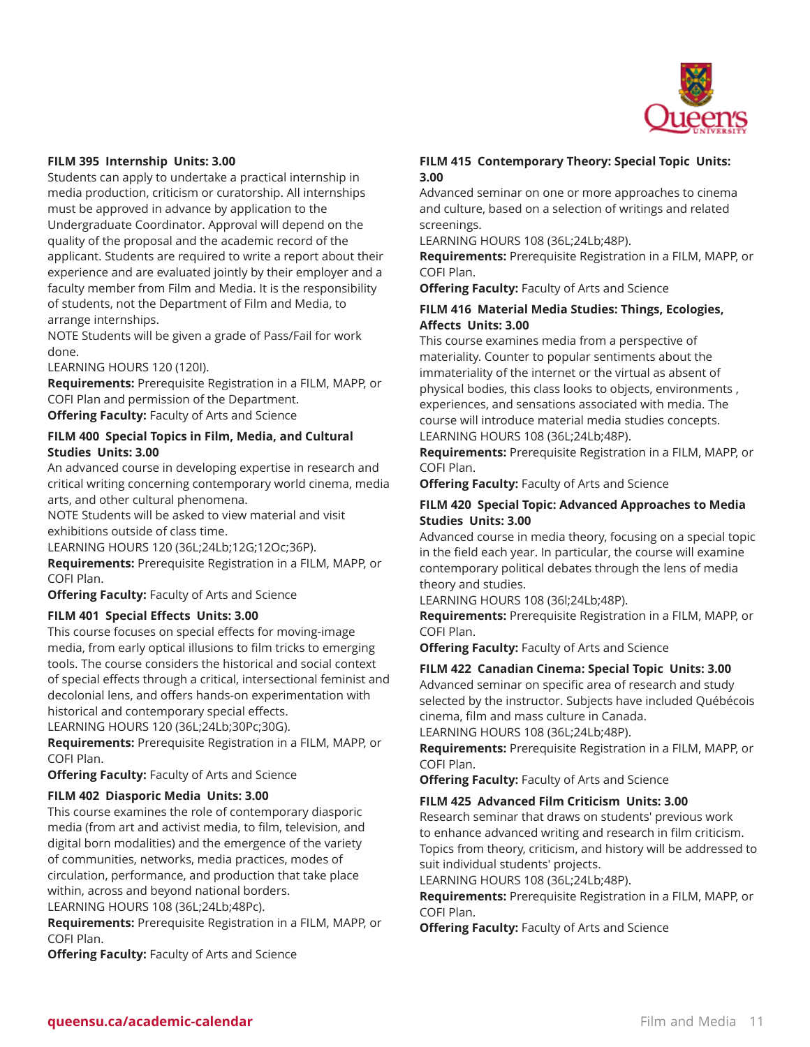### FILM 395 Internship Units: 3.00

Students can apply to undertake a practical internship in media production, criticism or curatorship. All internships must be approved in advance by application to the Undergraduate Coordinator. Approval will depend on the quality of the proposal and the academic record of the applicant. Students are required to write a report about their experience and are evaluated jointly by their employer and a faculty member from Film and Media. It is the responsibility of students, not the Department of Film and Media, to arrange internships.

NOTE Students will be given a grade of Pass/Fail for work done.

LEARNING HOURS 120 (120I).

**Requirements:** Prerequisite Registration in a FILM, MAPP, or COFI Plan and permission of the Department.

**Offering Faculty:** Faculty of Arts and Science

### FILM 400 Special Topics in Film, Media, and Cultural Studies Units: 3.00

An advanced course in developing expertise in research and critical writing concerning contemporary world cinema, media arts, and other cultural phenomena.

NOTE Students will be asked to view material and visit exhibitions outside of class time.

LEARNING HOURS 120 (36L;24Lb;12G;12Oc;36P).

**Requirements:** Prerequisite Registration in a FILM, MAPP, or COFI Plan.

**Offering Faculty:** Faculty of Arts and Science

### FILM 401 Special Effects Units: 3.00

This course focuses on special effects for moving-image media, from early optical illusions to film tricks to emerging tools. The course considers the historical and social context of special effects through a critical, intersectional feminist and decolonial lens, and offers hands-on experimentation with historical and contemporary special effects.

LEARNING HOURS 120 (36L;24Lb;30Pc;30G).

**Requirements:** Prerequisite Registration in a FILM, MAPP, or COFI Plan.

**Offering Faculty:** Faculty of Arts and Science

### FILM 402 Diasporic Media Units: 3.00

This course examines the role of contemporary diasporic media (from art and activist media, to film, television, and digital born modalities) and the emergence of the variety of communities, networks, media practices, modes of circulation, performance, and production that take place within, across and beyond national borders.

LEARNING HOURS 108 (36L;24Lb;48Pc).

**Requirements:** Prerequisite Registration in a FILM, MAPP, or COFI Plan.

**Offering Faculty:** Faculty of Arts and Science

### FILM 415 Contemporary Theory: Special Topic Units: 3.00

Advanced seminar on one or more approaches to cinema and culture, based on a selection of writings and related screenings.

LEARNING HOURS 108 (36L;24Lb;48P).

**Requirements:** Prerequisite Registration in a FILM, MAPP, or COFI Plan.

**Offering Faculty:** Faculty of Arts and Science

### FILM 416 Material Media Studies: Things, Ecologies, Affects Units: 3.00

This course examines media from a perspective of materiality. Counter to popular sentiments about the immateriality of the internet or the virtual as absent of physical bodies, this class looks to objects, environments , experiences, and sensations associated with media. The course will introduce material media studies concepts.

LEARNING HOURS 108 (36L;24Lb;48P).

**Requirements:** Prerequisite Registration in a FILM, MAPP, or COFI Plan.

**Offering Faculty:** Faculty of Arts and Science

### FILM 420 Special Topic: Advanced Approaches to Media Studies Units: 3.00

Advanced course in media theory, focusing on a special topic in the field each year. In particular, the course will examine contemporary political debates through the lens of media theory and studies.

LEARNING HOURS 108 (36l;24Lb;48P).

**Requirements:** Prerequisite Registration in a FILM, MAPP, or COFI Plan.

**Offering Faculty:** Faculty of Arts and Science

### FILM 422 Canadian Cinema: Special Topic Units: 3.00

Advanced seminar on specific area of research and study selected by the instructor. Subjects have included Québécois cinema, film and mass culture in Canada.

LEARNING HOURS 108 (36L;24Lb;48P).

**Requirements:** Prerequisite Registration in a FILM, MAPP, or COFI Plan.

**Offering Faculty:** Faculty of Arts and Science

### FILM 425 Advanced Film Criticism Units: 3.00

Research seminar that draws on students' previous work to enhance advanced writing and research in film criticism. Topics from theory, criticism, and history will be addressed to suit individual students' projects.

LEARNING HOURS 108 (36L;24Lb;48P).

**Requirements:** Prerequisite Registration in a FILM, MAPP, or COFI Plan.

**Offering Faculty:** Faculty of Arts and Science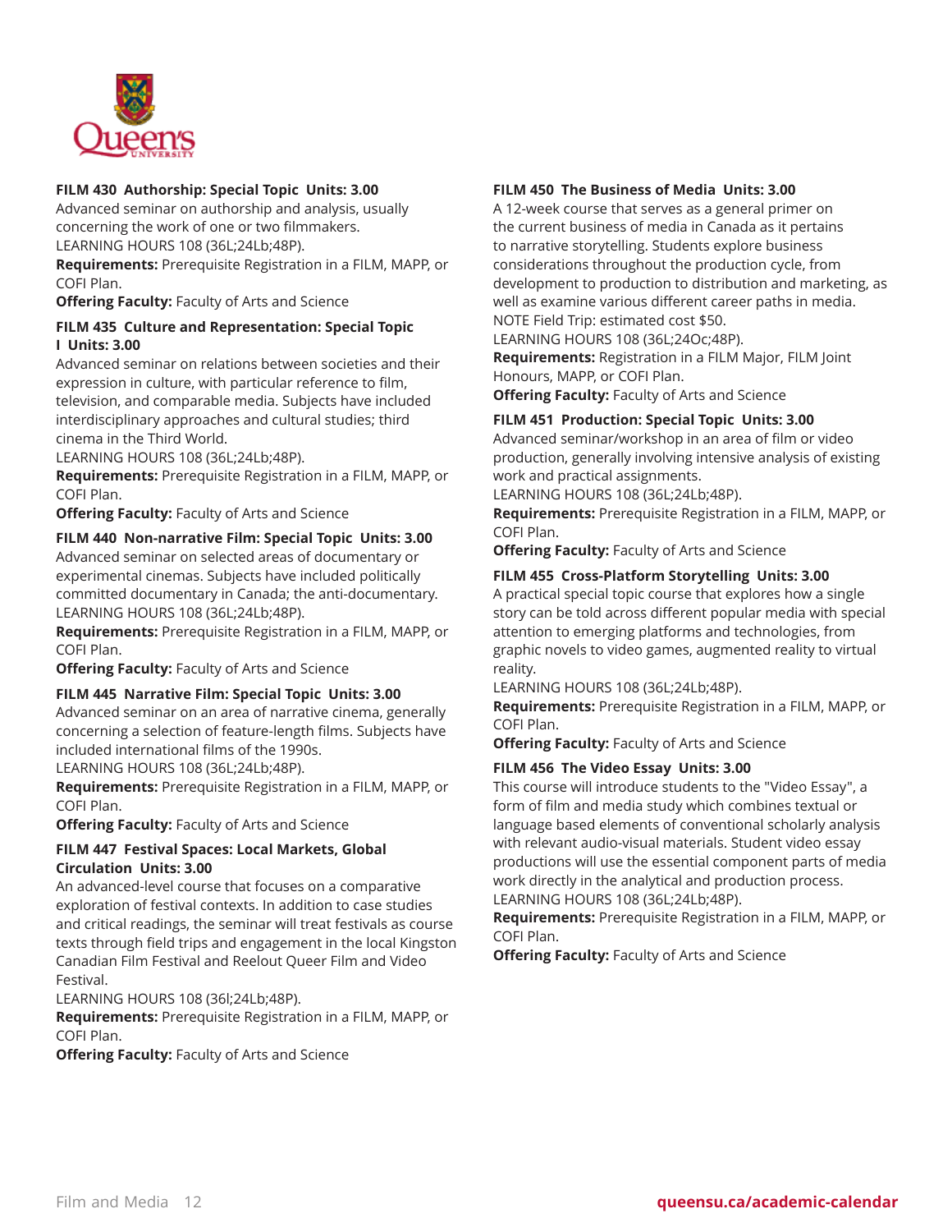### FILM 430 Authorship: Special Topic Units: 3.00

Advanced seminar on authorship and analysis, usually concerning the work of one or two filmmakers.
LEARNING HOURS 108 (36L;24Lb;48P).

**Requirements:** Prerequisite Registration in a FILM, MAPP, or COFI Plan.

**Offering Faculty:** Faculty of Arts and Science

### FILM 435 Culture and Representation: Special Topic I Units: 3.00

Advanced seminar on relations between societies and their expression in culture, with particular reference to film, television, and comparable media. Subjects have included interdisciplinary approaches and cultural studies; third cinema in the Third World.
LEARNING HOURS 108 (36L;24Lb;48P).

**Requirements:** Prerequisite Registration in a FILM, MAPP, or COFI Plan.

**Offering Faculty:** Faculty of Arts and Science

### FILM 440 Non-narrative Film: Special Topic Units: 3.00

Advanced seminar on selected areas of documentary or experimental cinemas. Subjects have included politically committed documentary in Canada; the anti-documentary.
LEARNING HOURS 108 (36L;24Lb;48P).

**Requirements:** Prerequisite Registration in a FILM, MAPP, or COFI Plan.

**Offering Faculty:** Faculty of Arts and Science

### FILM 445 Narrative Film: Special Topic Units: 3.00

Advanced seminar on an area of narrative cinema, generally concerning a selection of feature-length films. Subjects have included international films of the 1990s.
LEARNING HOURS 108 (36L;24Lb;48P).

**Requirements:** Prerequisite Registration in a FILM, MAPP, or COFI Plan.

**Offering Faculty:** Faculty of Arts and Science

### FILM 447 Festival Spaces: Local Markets, Global Circulation Units: 3.00

An advanced-level course that focuses on a comparative exploration of festival contexts. In addition to case studies and critical readings, the seminar will treat festivals as course texts through field trips and engagement in the local Kingston Canadian Film Festival and Reelout Queer Film and Video Festival.
LEARNING HOURS 108 (36l;24Lb;48P).

**Requirements:** Prerequisite Registration in a FILM, MAPP, or COFI Plan.

**Offering Faculty:** Faculty of Arts and Science

### FILM 450 The Business of Media Units: 3.00

A 12-week course that serves as a general primer on the current business of media in Canada as it pertains to narrative storytelling. Students explore business considerations throughout the production cycle, from development to production to distribution and marketing, as well as examine various different career paths in media.
NOTE Field Trip: estimated cost $50.
LEARNING HOURS 108 (36L;24Oc;48P).

**Requirements:** Registration in a FILM Major, FILM Joint Honours, MAPP, or COFI Plan.

**Offering Faculty:** Faculty of Arts and Science

### FILM 451 Production: Special Topic Units: 3.00

Advanced seminar/workshop in an area of film or video production, generally involving intensive analysis of existing work and practical assignments.
LEARNING HOURS 108 (36L;24Lb;48P).

**Requirements:** Prerequisite Registration in a FILM, MAPP, or COFI Plan.

**Offering Faculty:** Faculty of Arts and Science

### FILM 455 Cross-Platform Storytelling Units: 3.00

A practical special topic course that explores how a single story can be told across different popular media with special attention to emerging platforms and technologies, from graphic novels to video games, augmented reality to virtual reality.
LEARNING HOURS 108 (36L;24Lb;48P).

**Requirements:** Prerequisite Registration in a FILM, MAPP, or COFI Plan.

**Offering Faculty:** Faculty of Arts and Science

### FILM 456 The Video Essay Units: 3.00

This course will introduce students to the "Video Essay", a form of film and media study which combines textual or language based elements of conventional scholarly analysis with relevant audio-visual materials. Student video essay productions will use the essential component parts of media work directly in the analytical and production process.
LEARNING HOURS 108 (36L;24Lb;48P).

**Requirements:** Prerequisite Registration in a FILM, MAPP, or COFI Plan.

**Offering Faculty:** Faculty of Arts and Science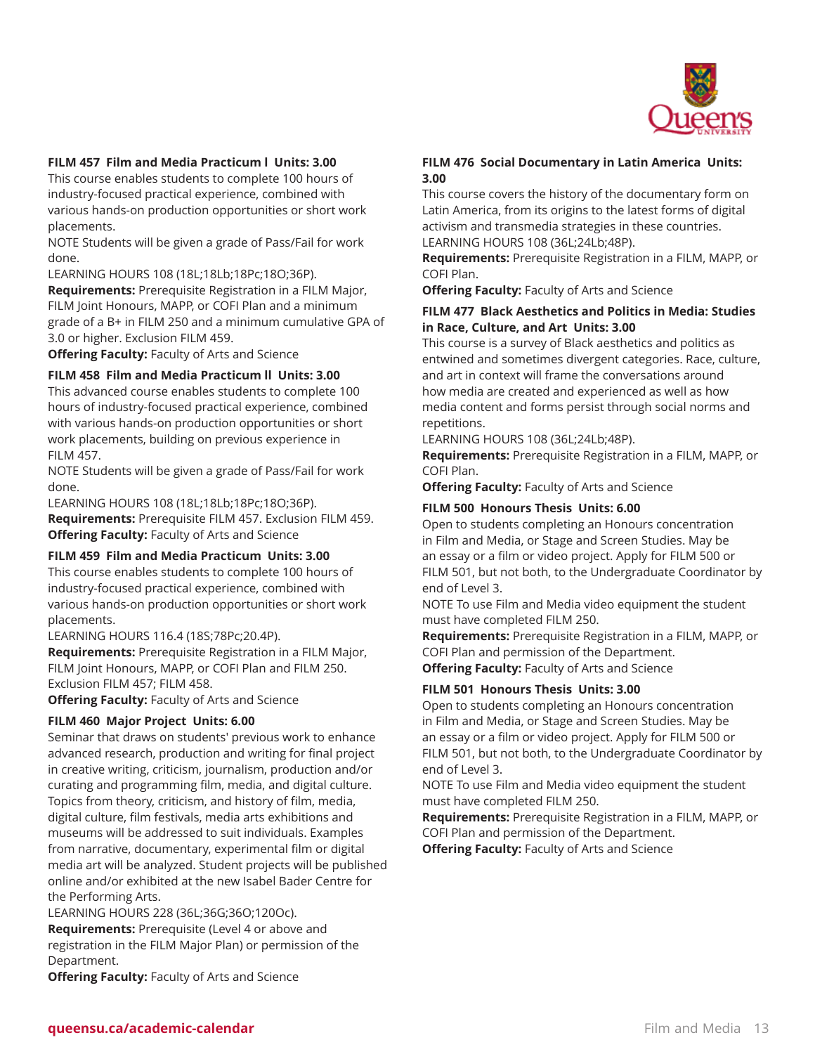### FILM 457 Film and Media Practicum I Units: 3.00

This course enables students to complete 100 hours of industry-focused practical experience, combined with various hands-on production opportunities or short work placements.

NOTE Students will be given a grade of Pass/Fail for work done.

LEARNING HOURS 108 (18L;18Lb;18Pc;18O;36P).

**Requirements:** Prerequisite Registration in a FILM Major, FILM Joint Honours, MAPP, or COFI Plan and a minimum grade of a B+ in FILM 250 and a minimum cumulative GPA of 3.0 or higher. Exclusion FILM 459.

**Offering Faculty:** Faculty of Arts and Science

### FILM 458 Film and Media Practicum II Units: 3.00

This advanced course enables students to complete 100 hours of industry-focused practical experience, combined with various hands-on production opportunities or short work placements, building on previous experience in FILM 457.

NOTE Students will be given a grade of Pass/Fail for work done.

LEARNING HOURS 108 (18L;18Lb;18Pc;18O;36P).

**Requirements:** Prerequisite FILM 457. Exclusion FILM 459.

**Offering Faculty:** Faculty of Arts and Science

### FILM 459 Film and Media Practicum Units: 3.00

This course enables students to complete 100 hours of industry-focused practical experience, combined with various hands-on production opportunities or short work placements.

LEARNING HOURS 116.4 (18S;78Pc;20.4P).

**Requirements:** Prerequisite Registration in a FILM Major, FILM Joint Honours, MAPP, or COFI Plan and FILM 250. Exclusion FILM 457; FILM 458.

**Offering Faculty:** Faculty of Arts and Science

### FILM 460 Major Project Units: 6.00

Seminar that draws on students' previous work to enhance advanced research, production and writing for final project in creative writing, criticism, journalism, production and/or curating and programming film, media, and digital culture. Topics from theory, criticism, and history of film, media, digital culture, film festivals, media arts exhibitions and museums will be addressed to suit individuals. Examples from narrative, documentary, experimental film or digital media art will be analyzed. Student projects will be published online and/or exhibited at the new Isabel Bader Centre for the Performing Arts.

LEARNING HOURS 228 (36L;36G;36O;120Oc).

**Requirements:** Prerequisite (Level 4 or above and registration in the FILM Major Plan) or permission of the Department.

**Offering Faculty:** Faculty of Arts and Science

### FILM 476 Social Documentary in Latin America Units: 3.00

This course covers the history of the documentary form on Latin America, from its origins to the latest forms of digital activism and transmedia strategies in these countries.

LEARNING HOURS 108 (36L;24Lb;48P).

**Requirements:** Prerequisite Registration in a FILM, MAPP, or COFI Plan.

**Offering Faculty:** Faculty of Arts and Science

### FILM 477 Black Aesthetics and Politics in Media: Studies in Race, Culture, and Art Units: 3.00

This course is a survey of Black aesthetics and politics as entwined and sometimes divergent categories. Race, culture, and art in context will frame the conversations around how media are created and experienced as well as how media content and forms persist through social norms and repetitions.

LEARNING HOURS 108 (36L;24Lb;48P).

**Requirements:** Prerequisite Registration in a FILM, MAPP, or COFI Plan.

**Offering Faculty:** Faculty of Arts and Science

### FILM 500 Honours Thesis Units: 6.00

Open to students completing an Honours concentration in Film and Media, or Stage and Screen Studies. May be an essay or a film or video project. Apply for FILM 500 or FILM 501, but not both, to the Undergraduate Coordinator by end of Level 3.

NOTE To use Film and Media video equipment the student must have completed FILM 250.

**Requirements:** Prerequisite Registration in a FILM, MAPP, or COFI Plan and permission of the Department.

**Offering Faculty:** Faculty of Arts and Science

### FILM 501 Honours Thesis Units: 3.00

Open to students completing an Honours concentration in Film and Media, or Stage and Screen Studies. May be an essay or a film or video project. Apply for FILM 500 or FILM 501, but not both, to the Undergraduate Coordinator by end of Level 3.

NOTE To use Film and Media video equipment the student must have completed FILM 250.

**Requirements:** Prerequisite Registration in a FILM, MAPP, or COFI Plan and permission of the Department.

**Offering Faculty:** Faculty of Arts and Science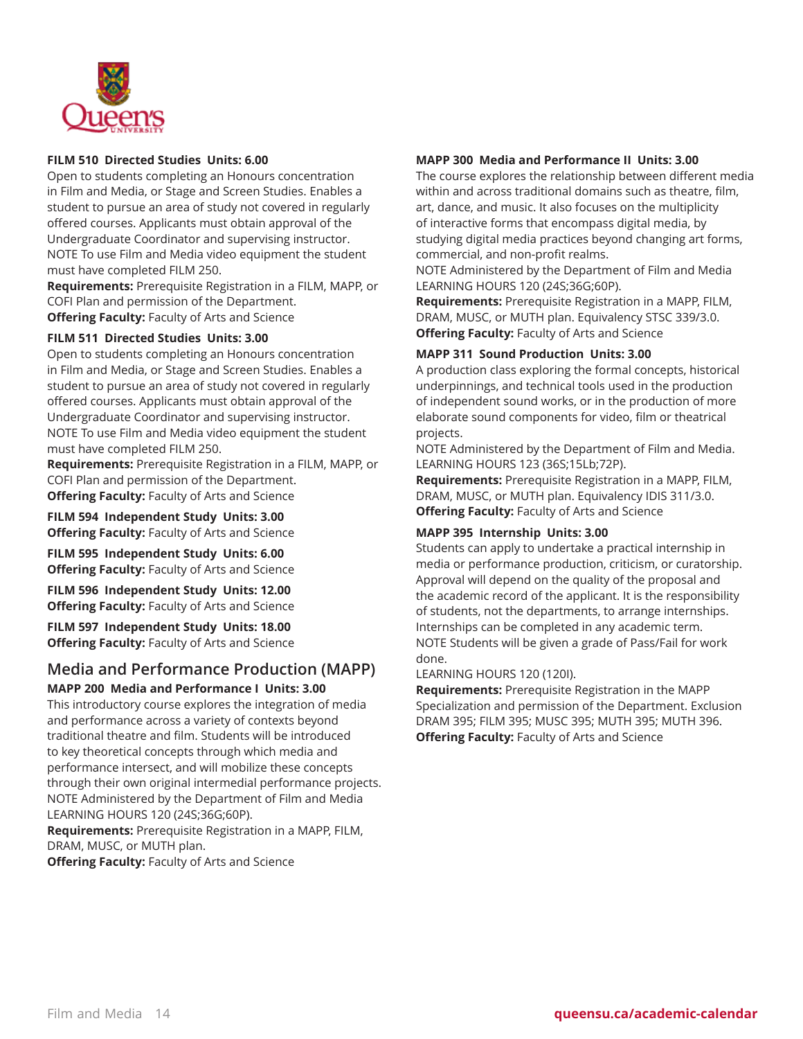**FILM 510 Directed Studies Units: 6.00**

Open to students completing an Honours concentration in Film and Media, or Stage and Screen Studies. Enables a student to pursue an area of study not covered in regularly offered courses. Applicants must obtain approval of the Undergraduate Coordinator and supervising instructor.
NOTE To use Film and Media video equipment the student must have completed FILM 250.

**Requirements:** Prerequisite Registration in a FILM, MAPP, or COFI Plan and permission of the Department.

**Offering Faculty:** Faculty of Arts and Science

**FILM 511 Directed Studies Units: 3.00**

Open to students completing an Honours concentration in Film and Media, or Stage and Screen Studies. Enables a student to pursue an area of study not covered in regularly offered courses. Applicants must obtain approval of the Undergraduate Coordinator and supervising instructor.
NOTE To use Film and Media video equipment the student must have completed FILM 250.

**Requirements:** Prerequisite Registration in a FILM, MAPP, or COFI Plan and permission of the Department.

**Offering Faculty:** Faculty of Arts and Science

**FILM 594 Independent Study Units: 3.00**

**Offering Faculty:** Faculty of Arts and Science

**FILM 595 Independent Study Units: 6.00**

**Offering Faculty:** Faculty of Arts and Science

**FILM 596 Independent Study Units: 12.00**

**Offering Faculty:** Faculty of Arts and Science

**FILM 597 Independent Study Units: 18.00**

**Offering Faculty:** Faculty of Arts and Science

## Media and Performance Production (MAPP)

**MAPP 200 Media and Performance I Units: 3.00**

This introductory course explores the integration of media and performance across a variety of contexts beyond traditional theatre and film. Students will be introduced to key theoretical concepts through which media and performance intersect, and will mobilize these concepts through their own original intermedial performance projects.
NOTE Administered by the Department of Film and Media
LEARNING HOURS 120 (24S;36G;60P).

**Requirements:** Prerequisite Registration in a MAPP, FILM, DRAM, MUSC, or MUTH plan.

**Offering Faculty:** Faculty of Arts and Science

**MAPP 300 Media and Performance II Units: 3.00**

The course explores the relationship between different media within and across traditional domains such as theatre, film, art, dance, and music. It also focuses on the multiplicity of interactive forms that encompass digital media, by studying digital media practices beyond changing art forms, commercial, and non-profit realms.
NOTE Administered by the Department of Film and Media
LEARNING HOURS 120 (24S;36G;60P).

**Requirements:** Prerequisite Registration in a MAPP, FILM, DRAM, MUSC, or MUTH plan. Equivalency STSC 339/3.0.

**Offering Faculty:** Faculty of Arts and Science

**MAPP 311 Sound Production Units: 3.00**

A production class exploring the formal concepts, historical underpinnings, and technical tools used in the production of independent sound works, or in the production of more elaborate sound components for video, film or theatrical projects.
NOTE Administered by the Department of Film and Media.
LEARNING HOURS 123 (36S;15Lb;72P).

**Requirements:** Prerequisite Registration in a MAPP, FILM, DRAM, MUSC, or MUTH plan. Equivalency IDIS 311/3.0.

**Offering Faculty:** Faculty of Arts and Science

**MAPP 395 Internship Units: 3.00**

Students can apply to undertake a practical internship in media or performance production, criticism, or curatorship. Approval will depend on the quality of the proposal and the academic record of the applicant. It is the responsibility of students, not the departments, to arrange internships. Internships can be completed in any academic term.
NOTE Students will be given a grade of Pass/Fail for work done.
LEARNING HOURS 120 (120I).

**Requirements:** Prerequisite Registration in the MAPP Specialization and permission of the Department. Exclusion DRAM 395; FILM 395; MUSC 395; MUTH 395; MUTH 396.

**Offering Faculty:** Faculty of Arts and Science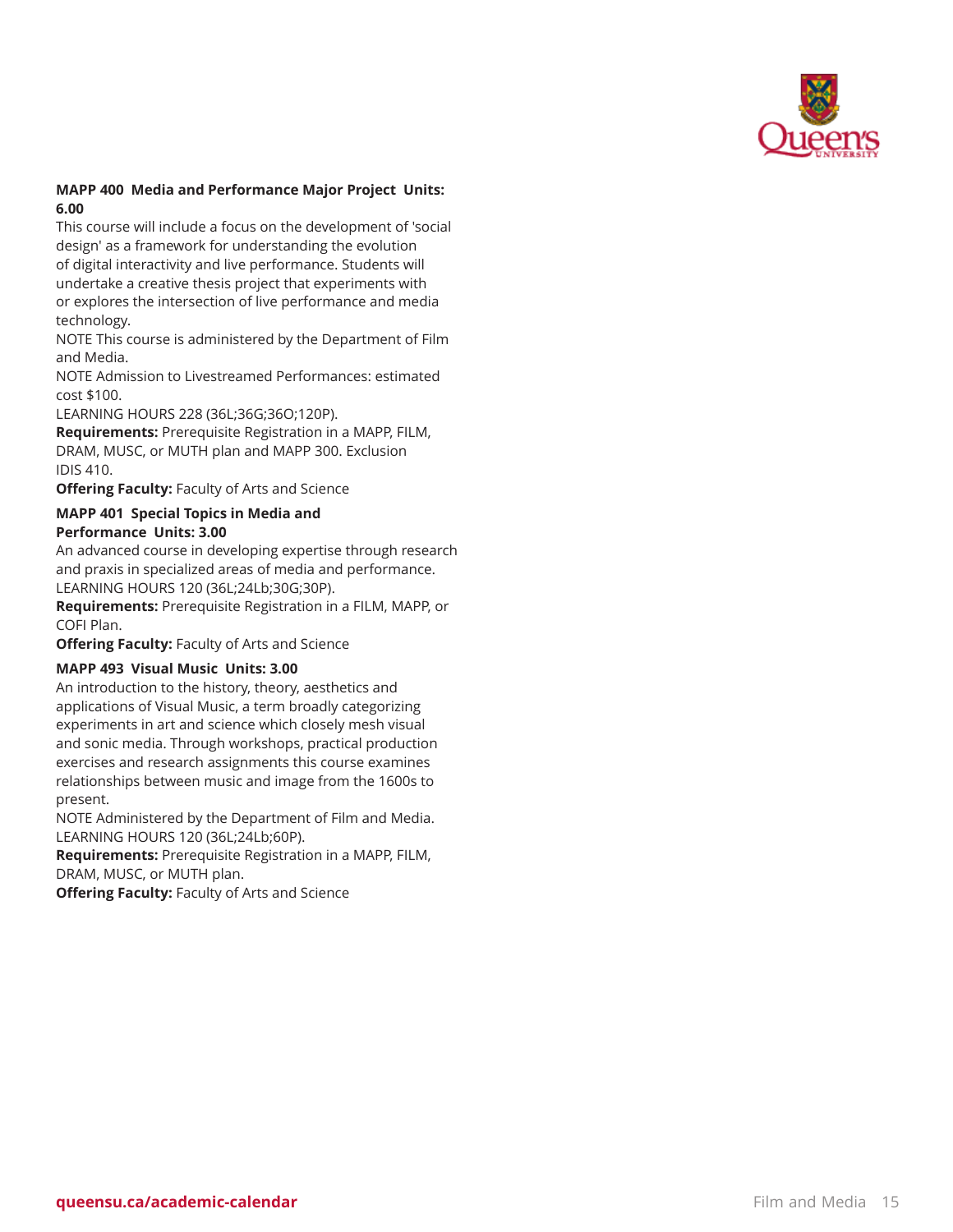**MAPP 400 Media and Performance Major Project Units: 6.00**

This course will include a focus on the development of 'social design' as a framework for understanding the evolution of digital interactivity and live performance. Students will undertake a creative thesis project that experiments with or explores the intersection of live performance and media technology.

NOTE This course is administered by the Department of Film and Media.

NOTE Admission to Livestreamed Performances: estimated cost $100.

LEARNING HOURS 228 (36L;36G;36O;120P).

**Requirements:** Prerequisite Registration in a MAPP, FILM, DRAM, MUSC, or MUTH plan and MAPP 300. Exclusion IDIS 410.

**Offering Faculty:** Faculty of Arts and Science

**MAPP 401 Special Topics in Media and Performance Units: 3.00**

An advanced course in developing expertise through research and praxis in specialized areas of media and performance.

LEARNING HOURS 120 (36L;24Lb;30G;30P).

**Requirements:** Prerequisite Registration in a FILM, MAPP, or COFI Plan.

**Offering Faculty:** Faculty of Arts and Science

**MAPP 493 Visual Music Units: 3.00**

An introduction to the history, theory, aesthetics and applications of Visual Music, a term broadly categorizing experiments in art and science which closely mesh visual and sonic media. Through workshops, practical production exercises and research assignments this course examines relationships between music and image from the 1600s to present.

NOTE Administered by the Department of Film and Media.

LEARNING HOURS 120 (36L;24Lb;60P).

**Requirements:** Prerequisite Registration in a MAPP, FILM, DRAM, MUSC, or MUTH plan.

**Offering Faculty:** Faculty of Arts and Science